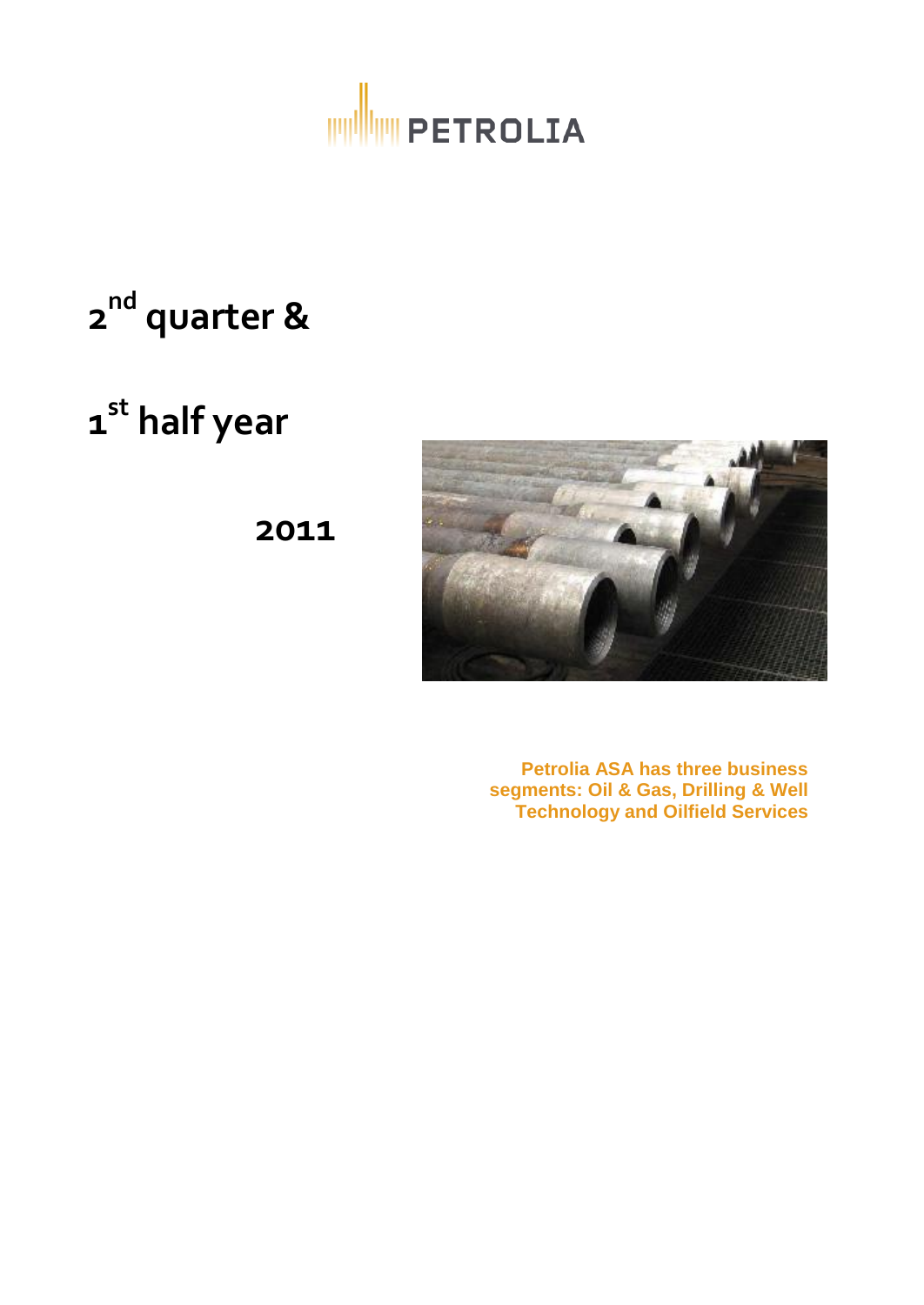PETROLIA

# 2nd quarter &

# 1st half year

**2011**

**Petrolia ASA has three business segments: Oil & Gas, Drilling & Well Technology and Oilfield Services**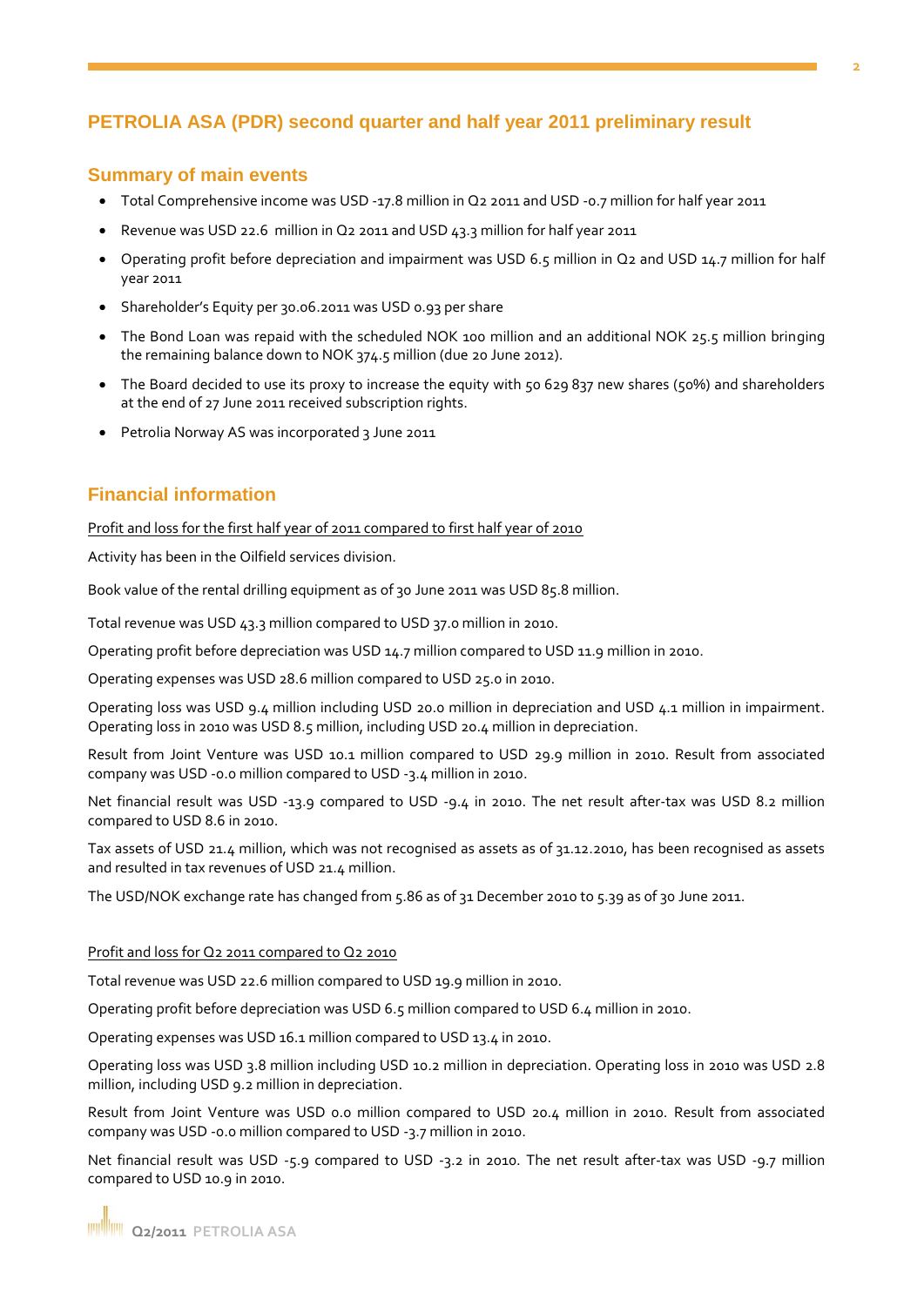# PETROLIA ASA (PDR) second quarter and half year 2011 preliminary result

## Summary of main events

- Total Comprehensive income was USD -17.8 million in Q2 2011 and USD -0.7 million for half year 2011
- Revenue was USD 22.6 million in Q2 2011 and USD 43.3 million for half year 2011
- Operating profit before depreciation and impairment was USD 6.5 million in Q2 and USD 14.7 million for half year 2011
- Shareholder's Equity per 30.06.2011 was USD 0.93 per share
- The Bond Loan was repaid with the scheduled NOK 100 million and an additional NOK 25.5 million bringing the remaining balance down to NOK 374.5 million (due 20 June 2012).
- The Board decided to use its proxy to increase the equity with 50 629 837 new shares (50%) and shareholders at the end of 27 June 2011 received subscription rights.
- Petrolia Norway AS was incorporated 3 June 2011

## Financial information

Profit and loss for the first half year of 2011 compared to first half year of 2010

Activity has been in the Oilfield services division.

Book value of the rental drilling equipment as of 30 June 2011 was USD 85.8 million.

Total revenue was USD 43.3 million compared to USD 37.0 million in 2010.

Operating profit before depreciation was USD 14.7 million compared to USD 11.9 million in 2010.

Operating expenses was USD 28.6 million compared to USD 25.0 in 2010.

Operating loss was USD 9.4 million including USD 20.0 million in depreciation and USD 4.1 million in impairment. Operating loss in 2010 was USD 8.5 million, including USD 20.4 million in depreciation.

Result from Joint Venture was USD 10.1 million compared to USD 29.9 million in 2010. Result from associated company was USD -0.0 million compared to USD -3.4 million in 2010.

Net financial result was USD -13.9 compared to USD -9.4 in 2010. The net result after-tax was USD 8.2 million compared to USD 8.6 in 2010.

Tax assets of USD 21.4 million, which was not recognised as assets as of 31.12.2010, has been recognised as assets and resulted in tax revenues of USD 21.4 million.

The USD/NOK exchange rate has changed from 5.86 as of 31 December 2010 to 5.39 as of 30 June 2011.

Profit and loss for Q2 2011 compared to Q2 2010

Total revenue was USD 22.6 million compared to USD 19.9 million in 2010.

Operating profit before depreciation was USD 6.5 million compared to USD 6.4 million in 2010.

Operating expenses was USD 16.1 million compared to USD 13.4 in 2010.

Operating loss was USD 3.8 million including USD 10.2 million in depreciation. Operating loss in 2010 was USD 2.8 million, including USD 9.2 million in depreciation.

Result from Joint Venture was USD 0.0 million compared to USD 20.4 million in 2010. Result from associated company was USD -0.0 million compared to USD -3.7 million in 2010.

Net financial result was USD -5.9 compared to USD -3.2 in 2010. The net result after-tax was USD -9.7 million compared to USD 10.9 in 2010.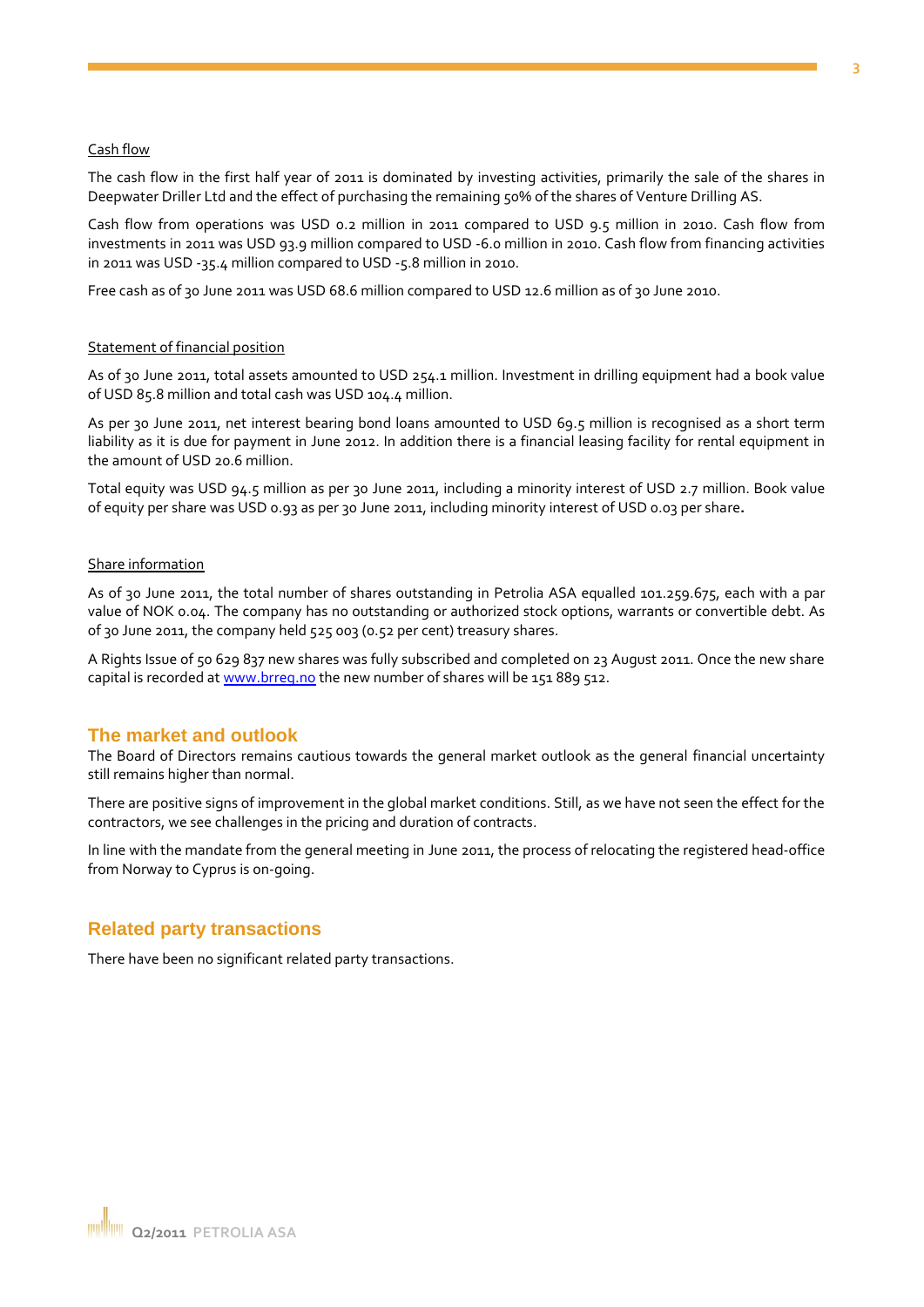Cash flow

The cash flow in the first half year of 2011 is dominated by investing activities, primarily the sale of the shares in Deepwater Driller Ltd and the effect of purchasing the remaining 50% of the shares of Venture Drilling AS.

Cash flow from operations was USD 0.2 million in 2011 compared to USD 9.5 million in 2010. Cash flow from investments in 2011 was USD 93.9 million compared to USD -6.0 million in 2010. Cash flow from financing activities in 2011 was USD -35.4 million compared to USD -5.8 million in 2010.

Free cash as of 30 June 2011 was USD 68.6 million compared to USD 12.6 million as of 30 June 2010.

Statement of financial position

As of 30 June 2011, total assets amounted to USD 254.1 million. Investment in drilling equipment had a book value of USD 85.8 million and total cash was USD 104.4 million.

As per 30 June 2011, net interest bearing bond loans amounted to USD 69.5 million is recognised as a short term liability as it is due for payment in June 2012. In addition there is a financial leasing facility for rental equipment in the amount of USD 20.6 million.

Total equity was USD 94.5 million as per 30 June 2011, including a minority interest of USD 2.7 million. Book value of equity per share was USD 0.93 as per 30 June 2011, including minority interest of USD 0.03 per share.

Share information

As of 30 June 2011, the total number of shares outstanding in Petrolia ASA equalled 101.259.675, each with a par value of NOK 0.04. The company has no outstanding or authorized stock options, warrants or convertible debt. As of 30 June 2011, the company held 525 003 (0.52 per cent) treasury shares.

A Rights Issue of 50 629 837 new shares was fully subscribed and completed on 23 August 2011. Once the new share capital is recorded at www.brreg.no the new number of shares will be 151 889 512.

## The market and outlook

The Board of Directors remains cautious towards the general market outlook as the general financial uncertainty still remains higher than normal.

There are positive signs of improvement in the global market conditions. Still, as we have not seen the effect for the contractors, we see challenges in the pricing and duration of contracts.

In line with the mandate from the general meeting in June 2011, the process of relocating the registered head-office from Norway to Cyprus is on-going.

## Related party transactions

There have been no significant related party transactions.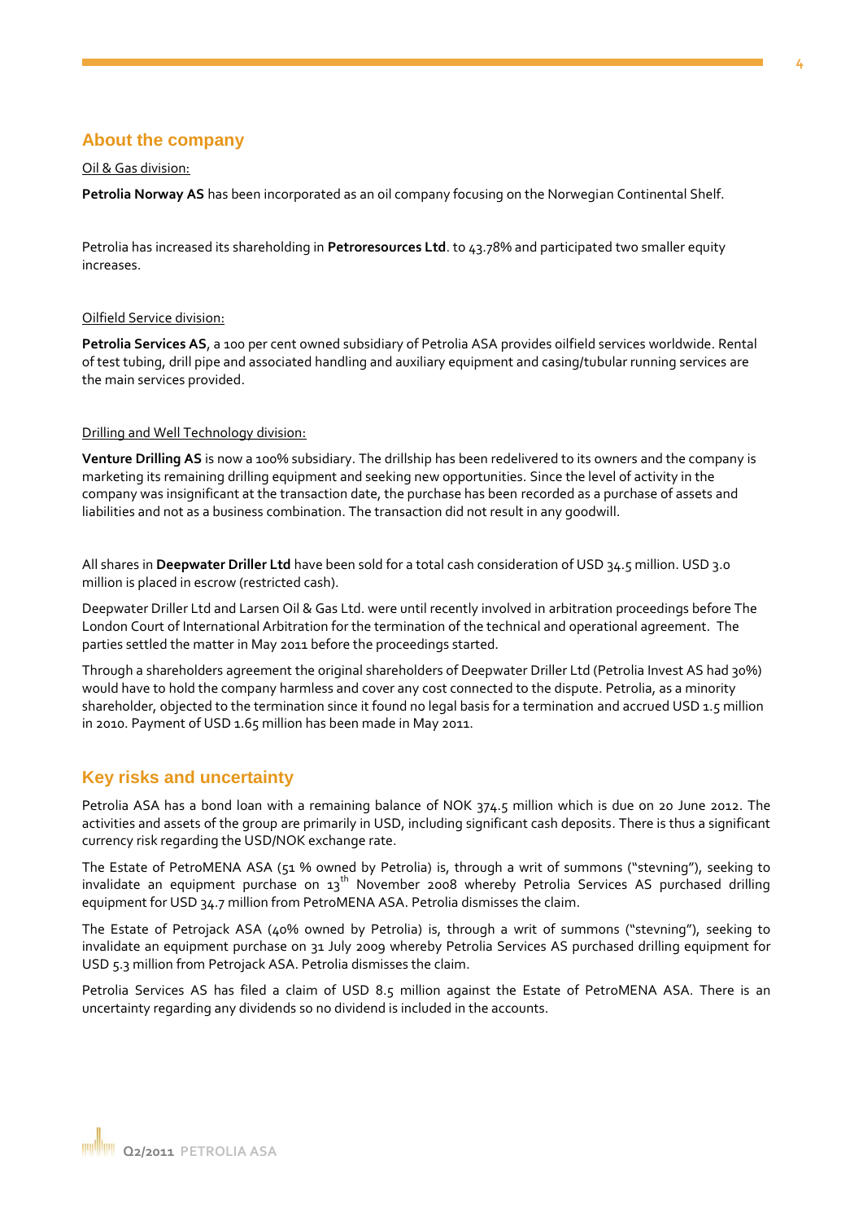## About the company

Oil & Gas division:

**Petrolia Norway AS** has been incorporated as an oil company focusing on the Norwegian Continental Shelf.

Petrolia has increased its shareholding in **Petroresources Ltd**. to 43.78% and participated two smaller equity increases.

Oilfield Service division:

**Petrolia Services AS**, a 100 per cent owned subsidiary of Petrolia ASA provides oilfield services worldwide. Rental of test tubing, drill pipe and associated handling and auxiliary equipment and casing/tubular running services are the main services provided.

Drilling and Well Technology division:

**Venture Drilling AS** is now a 100% subsidiary. The drillship has been redelivered to its owners and the company is marketing its remaining drilling equipment and seeking new opportunities. Since the level of activity in the company was insignificant at the transaction date, the purchase has been recorded as a purchase of assets and liabilities and not as a business combination. The transaction did not result in any goodwill.

All shares in **Deepwater Driller Ltd** have been sold for a total cash consideration of USD 34.5 million. USD 3.0 million is placed in escrow (restricted cash).

Deepwater Driller Ltd and Larsen Oil & Gas Ltd. were until recently involved in arbitration proceedings before The London Court of International Arbitration for the termination of the technical and operational agreement. The parties settled the matter in May 2011 before the proceedings started.

Through a shareholders agreement the original shareholders of Deepwater Driller Ltd (Petrolia Invest AS had 30%) would have to hold the company harmless and cover any cost connected to the dispute. Petrolia, as a minority shareholder, objected to the termination since it found no legal basis for a termination and accrued USD 1.5 million in 2010. Payment of USD 1.65 million has been made in May 2011.

## Key risks and uncertainty

Petrolia ASA has a bond loan with a remaining balance of NOK 374.5 million which is due on 20 June 2012. The activities and assets of the group are primarily in USD, including significant cash deposits. There is thus a significant currency risk regarding the USD/NOK exchange rate.

The Estate of PetroMENA ASA (51 % owned by Petrolia) is, through a writ of summons ("stevning"), seeking to invalidate an equipment purchase on 13th November 2008 whereby Petrolia Services AS purchased drilling equipment for USD 34.7 million from PetroMENA ASA. Petrolia dismisses the claim.

The Estate of Petrojack ASA (40% owned by Petrolia) is, through a writ of summons ("stevning"), seeking to invalidate an equipment purchase on 31 July 2009 whereby Petrolia Services AS purchased drilling equipment for USD 5.3 million from Petrojack ASA. Petrolia dismisses the claim.

Petrolia Services AS has filed a claim of USD 8.5 million against the Estate of PetroMENA ASA. There is an uncertainty regarding any dividends so no dividend is included in the accounts.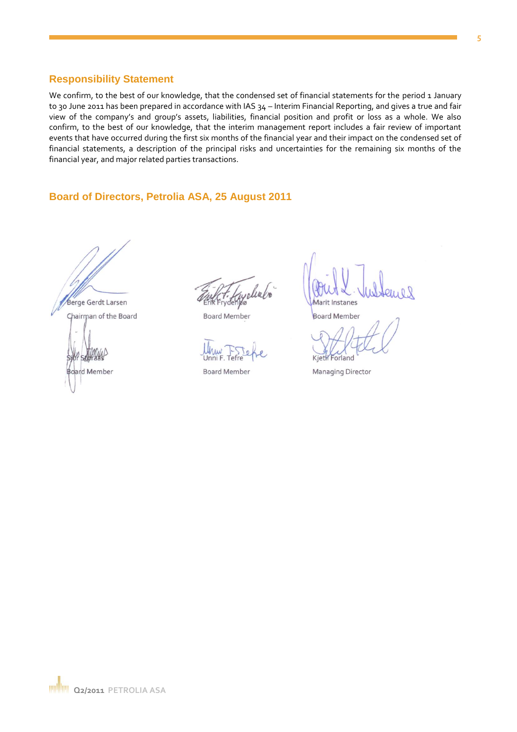## Responsibility Statement

We confirm, to the best of our knowledge, that the condensed set of financial statements for the period 1 January to 30 June 2011 has been prepared in accordance with IAS 34 – Interim Financial Reporting, and gives a true and fair view of the company's and group's assets, liabilities, financial position and profit or loss as a whole. We also confirm, to the best of our knowledge, that the interim management report includes a fair review of important events that have occurred during the first six months of the financial year and their impact on the condensed set of financial statements, a description of the principal risks and uncertainties for the remaining six months of the financial year, and major related parties transactions.

## Board of Directors, Petrolia ASA, 25 August 2011

Berge Gerdt Larsen
Chairman of the Board

Erik Frydenbø
Board Member

Marit Instanes
Board Member

Sjur Storaas
Board Member

Unni F. Tefre
Board Member

Kjetil Forland
Managing Director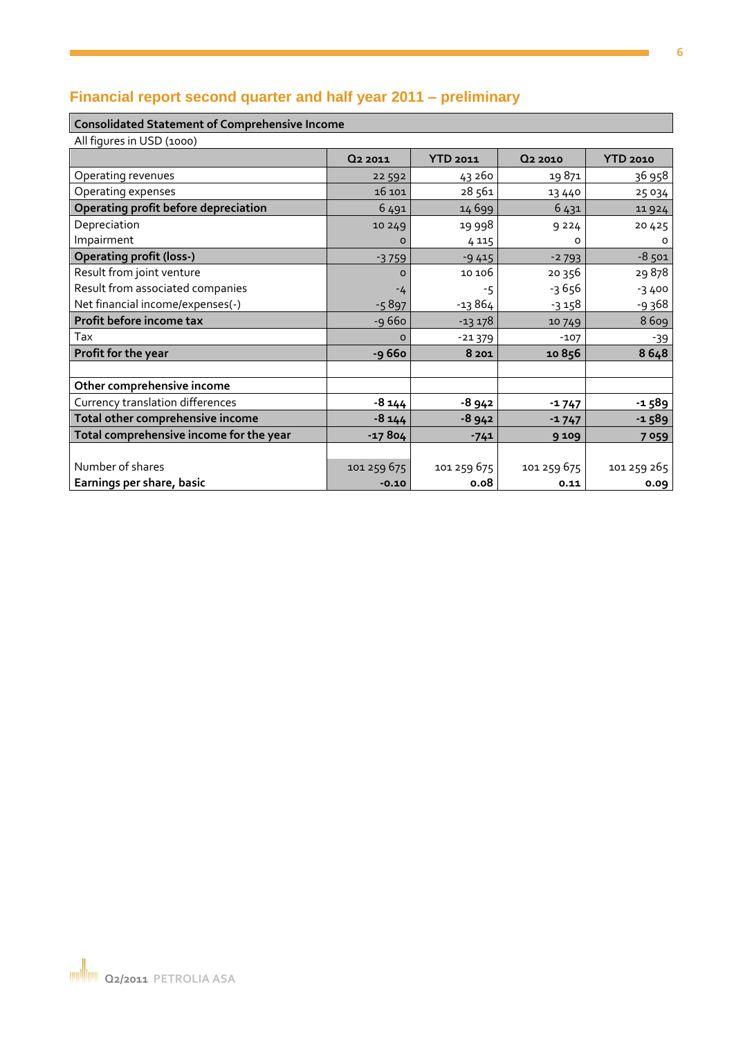## Financial report second quarter and half year 2011 – preliminary

**Consolidated Statement of Comprehensive Income**

All figures in USD (1000)

| | Q2 2011 | YTD 2011 | Q2 2010 | YTD 2010 |
|---|---|---|---|---|
| Operating revenues | 22 592 | 43 260 | 19 871 | 36 958 |
| Operating expenses | 16 101 | 28 561 | 13 440 | 25 034 |
| **Operating profit before depreciation** | 6 491 | 14 699 | 6 431 | 11 924 |
| Depreciation | 10 249 | 19 998 | 9 224 | 20 425 |
| Impairment | 0 | 4 115 | 0 | 0 |
| **Operating profit (loss-)** | -3 759 | -9 415 | -2 793 | -8 501 |
| Result from joint venture | 0 | 10 106 | 20 356 | 29 878 |
| Result from associated companies | -4 | -5 | -3 656 | -3 400 |
| Net financial income/expenses(-) | -5 897 | -13 864 | -3 158 | -9 368 |
| **Profit before income tax** | -9 660 | -13 178 | 10 749 | 8 609 |
| Tax | 0 | -21 379 | -107 | -39 |
| **Profit for the year** | **-9 660** | **8 201** | **10 856** | **8 648** |
| | | | | |
| **Other comprehensive income** | | | | |
| Currency translation differences | **-8 144** | **-8 942** | **-1 747** | **-1 589** |
| **Total other comprehensive income** | **-8 144** | **-8 942** | **-1 747** | **-1 589** |
| **Total comprehensive income for the year** | **-17 804** | **-741** | **9 109** | **7 059** |
| | | | | |
| Number of shares | 101 259 675 | 101 259 675 | 101 259 675 | 101 259 265 |
| **Earnings per share, basic** | **-0.10** | **0.08** | **0.11** | **0.09** |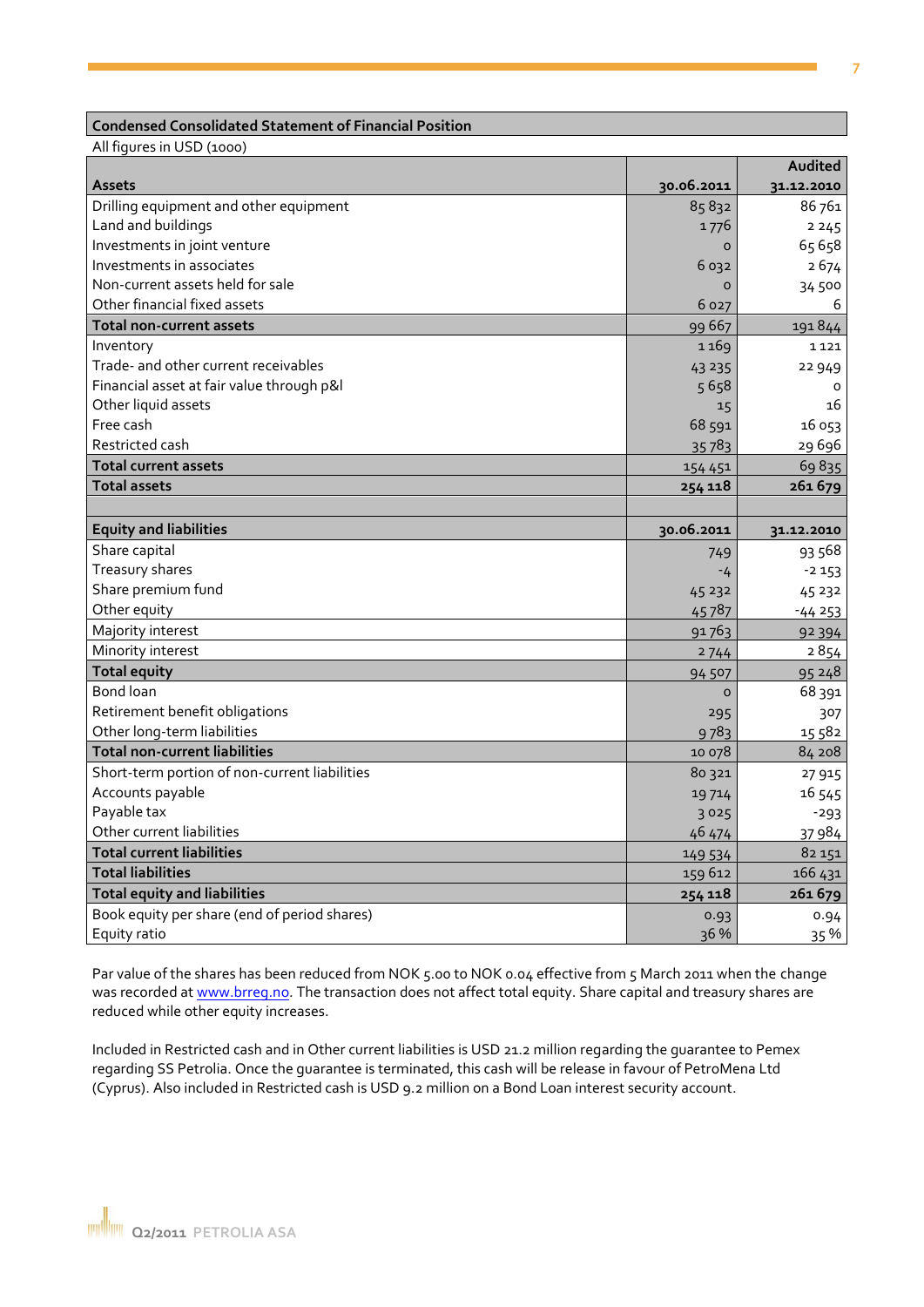## Condensed Consolidated Statement of Financial Position

All figures in USD (1000)

| Assets | 30.06.2011 | Audited 31.12.2010 |
|---|---|---|
| Drilling equipment and other equipment | 85 832 | 86 761 |
| Land and buildings | 1 776 | 2 245 |
| Investments in joint venture | 0 | 65 658 |
| Investments in associates | 6 032 | 2 674 |
| Non-current assets held for sale | 0 | 34 500 |
| Other financial fixed assets | 6 027 | 6 |
| **Total non-current assets** | 99 667 | 191 844 |
| Inventory | 1 169 | 1 121 |
| Trade- and other current receivables | 43 235 | 22 949 |
| Financial asset at fair value through p&l | 5 658 | 0 |
| Other liquid assets | 15 | 16 |
| Free cash | 68 591 | 16 053 |
| Restricted cash | 35 783 | 29 696 |
| **Total current assets** | 154 451 | 69 835 |
| **Total assets** | **254 118** | **261 679** |
| | | |
| **Equity and liabilities** | **30.06.2011** | **31.12.2010** |
| Share capital | 749 | 93 568 |
| Treasury shares | -4 | -2 153 |
| Share premium fund | 45 232 | 45 232 |
| Other equity | 45 787 | -44 253 |
| Majority interest | 91 763 | 92 394 |
| Minority interest | 2 744 | 2 854 |
| **Total equity** | 94 507 | 95 248 |
| Bond loan | 0 | 68 391 |
| Retirement benefit obligations | 295 | 307 |
| Other long-term liabilities | 9 783 | 15 582 |
| **Total non-current liabilities** | 10 078 | 84 208 |
| Short-term portion of non-current liabilities | 80 321 | 27 915 |
| Accounts payable | 19 714 | 16 545 |
| Payable tax | 3 025 | -293 |
| Other current liabilities | 46 474 | 37 984 |
| **Total current liabilities** | 149 534 | 82 151 |
| **Total liabilities** | 159 612 | 166 431 |
| **Total equity and liabilities** | **254 118** | **261 679** |
| Book equity per share (end of period shares) | 0.93 | 0.94 |
| Equity ratio | 36 % | 35 % |

Par value of the shares has been reduced from NOK 5.00 to NOK 0.04 effective from 5 March 2011 when the change was recorded at www.brreg.no. The transaction does not affect total equity. Share capital and treasury shares are reduced while other equity increases.

Included in Restricted cash and in Other current liabilities is USD 21.2 million regarding the guarantee to Pemex regarding SS Petrolia. Once the guarantee is terminated, this cash will be release in favour of PetroMena Ltd (Cyprus). Also included in Restricted cash is USD 9.2 million on a Bond Loan interest security account.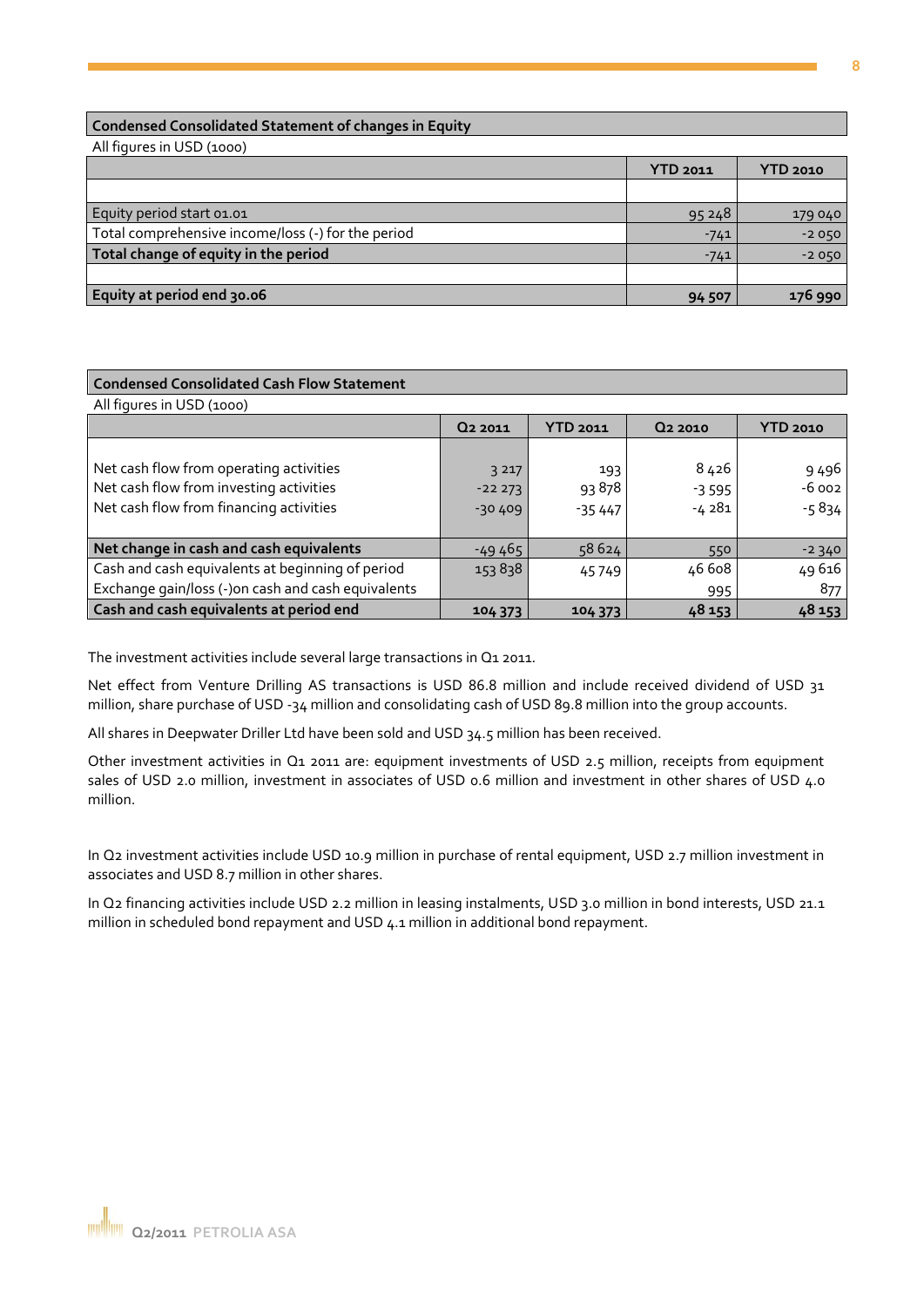**Condensed Consolidated Statement of changes in Equity**

All figures in USD (1000)

| | YTD 2011 | YTD 2010 |
|---|---|---|
| | | |
| Equity period start 01.01 | 95 248 | 179 040 |
| Total comprehensive income/loss (-) for the period | -741 | -2 050 |
| **Total change of equity in the period** | -741 | -2 050 |
| | | |
| **Equity at period end 30.06** | **94 507** | **176 990** |

**Condensed Consolidated Cash Flow Statement**

All figures in USD (1000)

| | Q2 2011 | YTD 2011 | Q2 2010 | YTD 2010 |
|---|---|---|---|---|
| Net cash flow from operating activities | 3 217 | 193 | 8 426 | 9 496 |
| Net cash flow from investing activities | -22 273 | 93 878 | -3 595 | -6 002 |
| Net cash flow from financing activities | -30 409 | -35 447 | -4 281 | -5 834 |
| **Net change in cash and cash equivalents** | -49 465 | 58 624 | 550 | -2 340 |
| Cash and cash equivalents at beginning of period | 153 838 | 45 749 | 46 608 | 49 616 |
| Exchange gain/loss (-)on cash and cash equivalents | | | 995 | 877 |
| **Cash and cash equivalents at period end** | **104 373** | **104 373** | **48 153** | **48 153** |

The investment activities include several large transactions in Q1 2011.

Net effect from Venture Drilling AS transactions is USD 86.8 million and include received dividend of USD 31 million, share purchase of USD -34 million and consolidating cash of USD 89.8 million into the group accounts.

All shares in Deepwater Driller Ltd have been sold and USD 34.5 million has been received.

Other investment activities in Q1 2011 are: equipment investments of USD 2.5 million, receipts from equipment sales of USD 2.0 million, investment in associates of USD 0.6 million and investment in other shares of USD 4.0 million.

In Q2 investment activities include USD 10.9 million in purchase of rental equipment, USD 2.7 million investment in associates and USD 8.7 million in other shares.

In Q2 financing activities include USD 2.2 million in leasing instalments, USD 3.0 million in bond interests, USD 21.1 million in scheduled bond repayment and USD 4.1 million in additional bond repayment.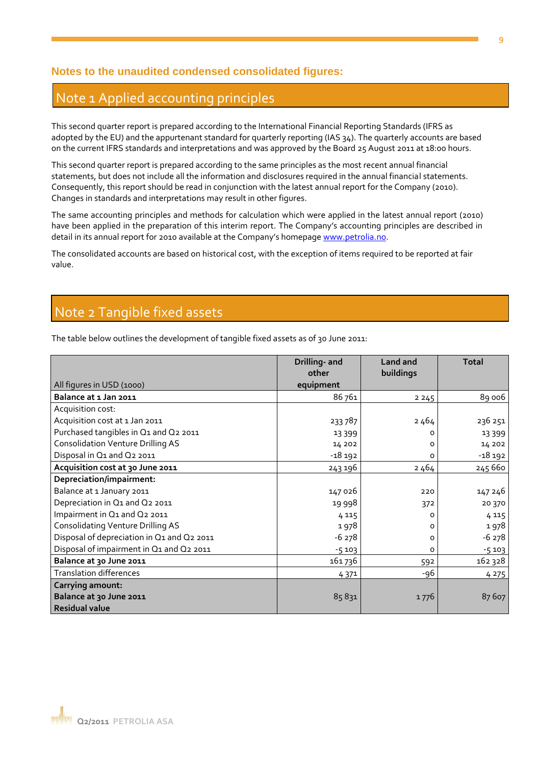## Notes to the unaudited condensed consolidated figures:

# Note 1 Applied accounting principles

This second quarter report is prepared according to the International Financial Reporting Standards (IFRS as adopted by the EU) and the appurtenant standard for quarterly reporting (IAS 34). The quarterly accounts are based on the current IFRS standards and interpretations and was approved by the Board 25 August 2011 at 18:00 hours.

This second quarter report is prepared according to the same principles as the most recent annual financial statements, but does not include all the information and disclosures required in the annual financial statements. Consequently, this report should be read in conjunction with the latest annual report for the Company (2010). Changes in standards and interpretations may result in other figures.

The same accounting principles and methods for calculation which were applied in the latest annual report (2010) have been applied in the preparation of this interim report. The Company's accounting principles are described in detail in its annual report for 2010 available at the Company's homepage www.petrolia.no.

The consolidated accounts are based on historical cost, with the exception of items required to be reported at fair value.

# Note 2 Tangible fixed assets

The table below outlines the development of tangible fixed assets as of 30 June 2011:

| All figures in USD (1000) | Drilling- and other equipment | Land and buildings | Total |
|---|---|---|---|
| **Balance at 1 Jan 2011** | 86 761 | 2 245 | 89 006 |
| Acquisition cost: | | | |
| Acquisition cost at 1 Jan 2011 | 233 787 | 2 464 | 236 251 |
| Purchased tangibles in Q1 and Q2 2011 | 13 399 | 0 | 13 399 |
| Consolidation Venture Drilling AS | 14 202 | 0 | 14 202 |
| Disposal in Q1 and Q2 2011 | -18 192 | 0 | -18 192 |
| **Acquisition cost at 30 June 2011** | 243 196 | 2 464 | 245 660 |
| **Depreciation/impairment:** | | | |
| Balance at 1 January 2011 | 147 026 | 220 | 147 246 |
| Depreciation in Q1 and Q2 2011 | 19 998 | 372 | 20 370 |
| Impairment in Q1 and Q2 2011 | 4 115 | 0 | 4 115 |
| Consolidating Venture Drilling AS | 1 978 | 0 | 1 978 |
| Disposal of depreciation in Q1 and Q2 2011 | -6 278 | 0 | -6 278 |
| Disposal of impairment in Q1 and Q2 2011 | -5 103 | 0 | -5 103 |
| **Balance at 30 June 2011** | 161 736 | 592 | 162 328 |
| Translation differences | 4 371 | -96 | 4 275 |
| **Carrying amount: Balance at 30 June 2011 Residual value** | 85 831 | 1 776 | 87 607 |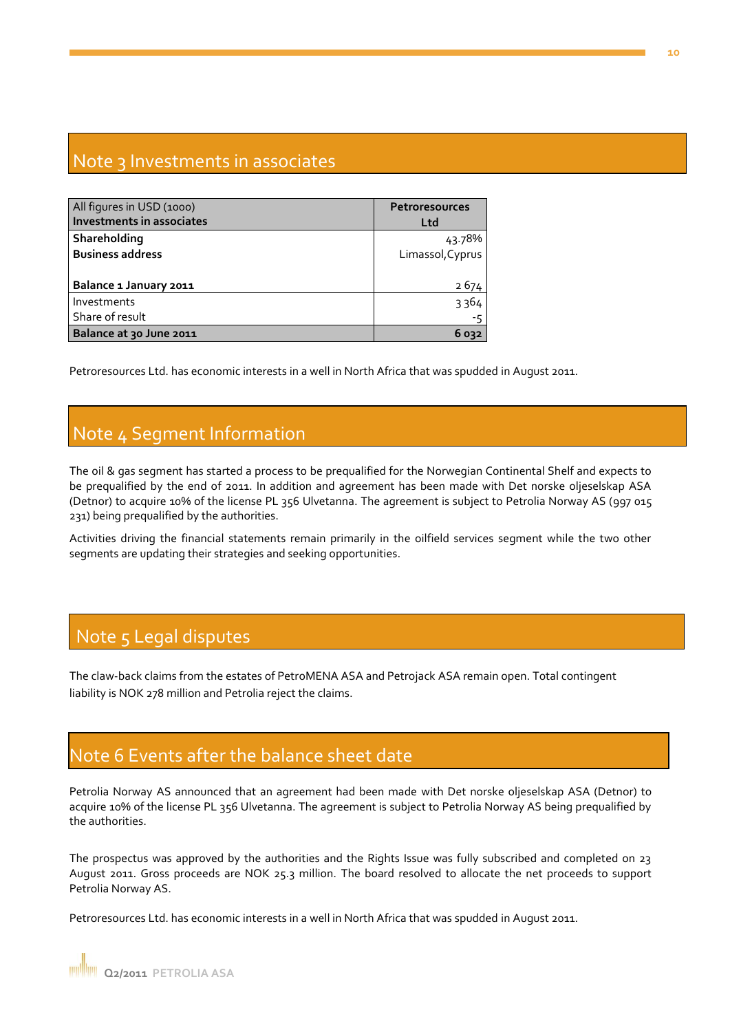## Note 3 Investments in associates

| All figures in USD (1000)<br>**Investments in associates** | **Petroresources Ltd** |
|---|---|
| **Shareholding** | 43.78% |
| **Business address** | Limassol,Cyprus |
| **Balance 1 January 2011** | 2 674 |
| Investments | 3 364 |
| Share of result | -5 |
| **Balance at 30 June 2011** | **6 032** |

Petroresources Ltd. has economic interests in a well in North Africa that was spudded in August 2011.

## Note 4 Segment Information

The oil & gas segment has started a process to be prequalified for the Norwegian Continental Shelf and expects to be prequalified by the end of 2011. In addition and agreement has been made with Det norske oljeselskap ASA (Detnor) to acquire 10% of the license PL 356 Ulvetanna. The agreement is subject to Petrolia Norway AS (997 015 231) being prequalified by the authorities.

Activities driving the financial statements remain primarily in the oilfield services segment while the two other segments are updating their strategies and seeking opportunities.

## Note 5 Legal disputes

The claw-back claims from the estates of PetroMENA ASA and Petrojack ASA remain open. Total contingent liability is NOK 278 million and Petrolia reject the claims.

## Note 6 Events after the balance sheet date

Petrolia Norway AS announced that an agreement had been made with Det norske oljeselskap ASA (Detnor) to acquire 10% of the license PL 356 Ulvetanna. The agreement is subject to Petrolia Norway AS being prequalified by the authorities.

The prospectus was approved by the authorities and the Rights Issue was fully subscribed and completed on 23 August 2011. Gross proceeds are NOK 25.3 million. The board resolved to allocate the net proceeds to support Petrolia Norway AS.

Petroresources Ltd. has economic interests in a well in North Africa that was spudded in August 2011.